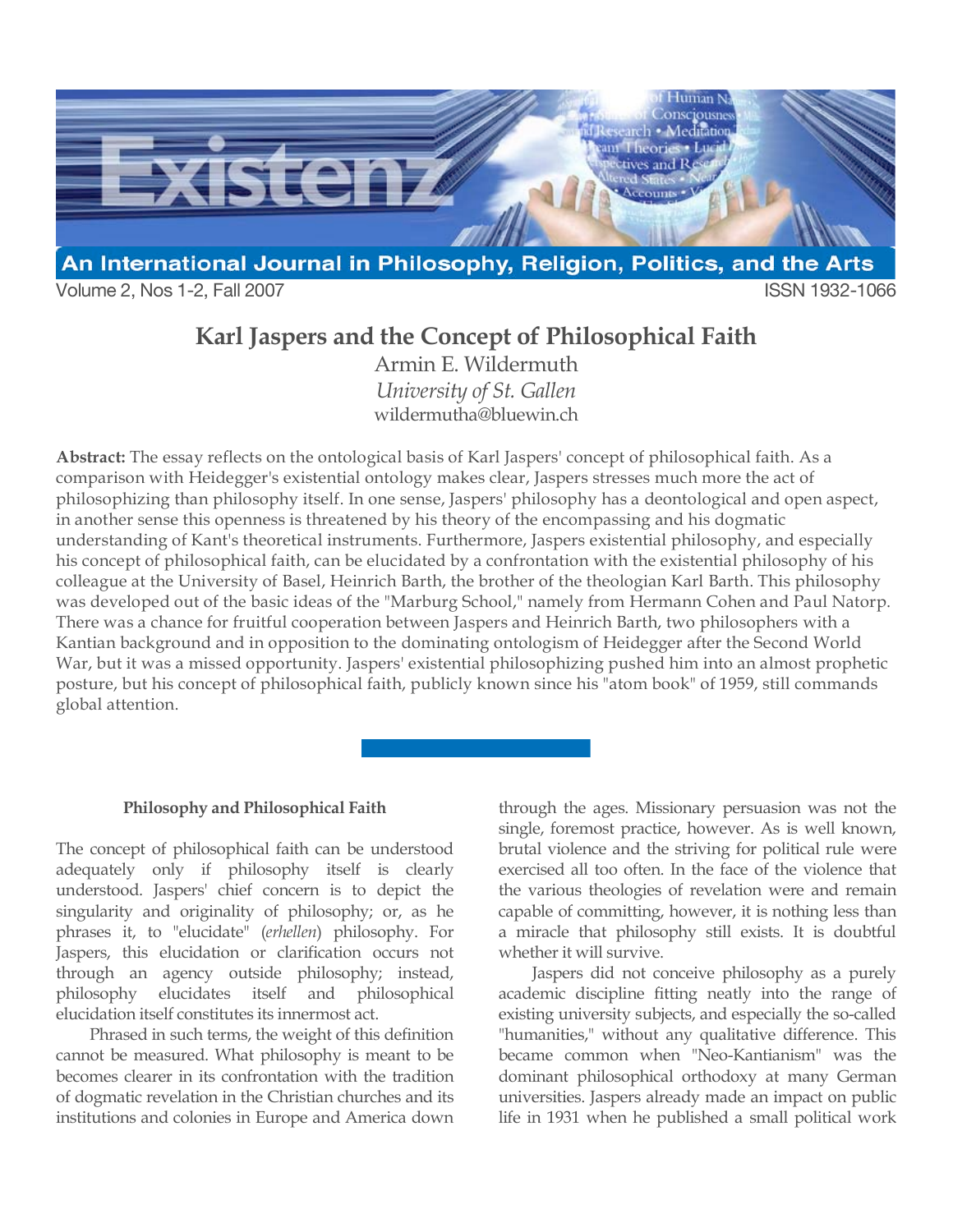# Karl Jaspers and the Concept of Philosophical Faith

Armin E. Wildermuth
*University of St. Gallen*
wildermutha@bluewin.ch

**Abstract:** The essay reflects on the ontological basis of Karl Jaspers' concept of philosophical faith. As a comparison with Heidegger's existential ontology makes clear, Jaspers stresses much more the act of philosophizing than philosophy itself. In one sense, Jaspers' philosophy has a deontological and open aspect, in another sense this openness is threatened by his theory of the encompassing and his dogmatic understanding of Kant's theoretical instruments. Furthermore, Jaspers existential philosophy, and especially his concept of philosophical faith, can be elucidated by a confrontation with the existential philosophy of his colleague at the University of Basel, Heinrich Barth, the brother of the theologian Karl Barth. This philosophy was developed out of the basic ideas of the "Marburg School," namely from Hermann Cohen and Paul Natorp. There was a chance for fruitful cooperation between Jaspers and Heinrich Barth, two philosophers with a Kantian background and in opposition to the dominating ontologism of Heidegger after the Second World War, but it was a missed opportunity. Jaspers' existential philosophizing pushed him into an almost prophetic posture, but his concept of philosophical faith, publicly known since his "atom book" of 1959, still commands global attention.

## Philosophy and Philosophical Faith

The concept of philosophical faith can be understood adequately only if philosophy itself is clearly understood. Jaspers' chief concern is to depict the singularity and originality of philosophy; or, as he phrases it, to "elucidate" (*erhellen*) philosophy. For Jaspers, this elucidation or clarification occurs not through an agency outside philosophy; instead, philosophy elucidates itself and philosophical elucidation itself constitutes its innermost act.

Phrased in such terms, the weight of this definition cannot be measured. What philosophy is meant to be becomes clearer in its confrontation with the tradition of dogmatic revelation in the Christian churches and its institutions and colonies in Europe and America down through the ages. Missionary persuasion was not the single, foremost practice, however. As is well known, brutal violence and the striving for political rule were exercised all too often. In the face of the violence that the various theologies of revelation were and remain capable of committing, however, it is nothing less than a miracle that philosophy still exists. It is doubtful whether it will survive.

Jaspers did not conceive philosophy as a purely academic discipline fitting neatly into the range of existing university subjects, and especially the so-called "humanities," without any qualitative difference. This became common when "Neo-Kantianism" was the dominant philosophical orthodoxy at many German universities. Jaspers already made an impact on public life in 1931 when he published a small political work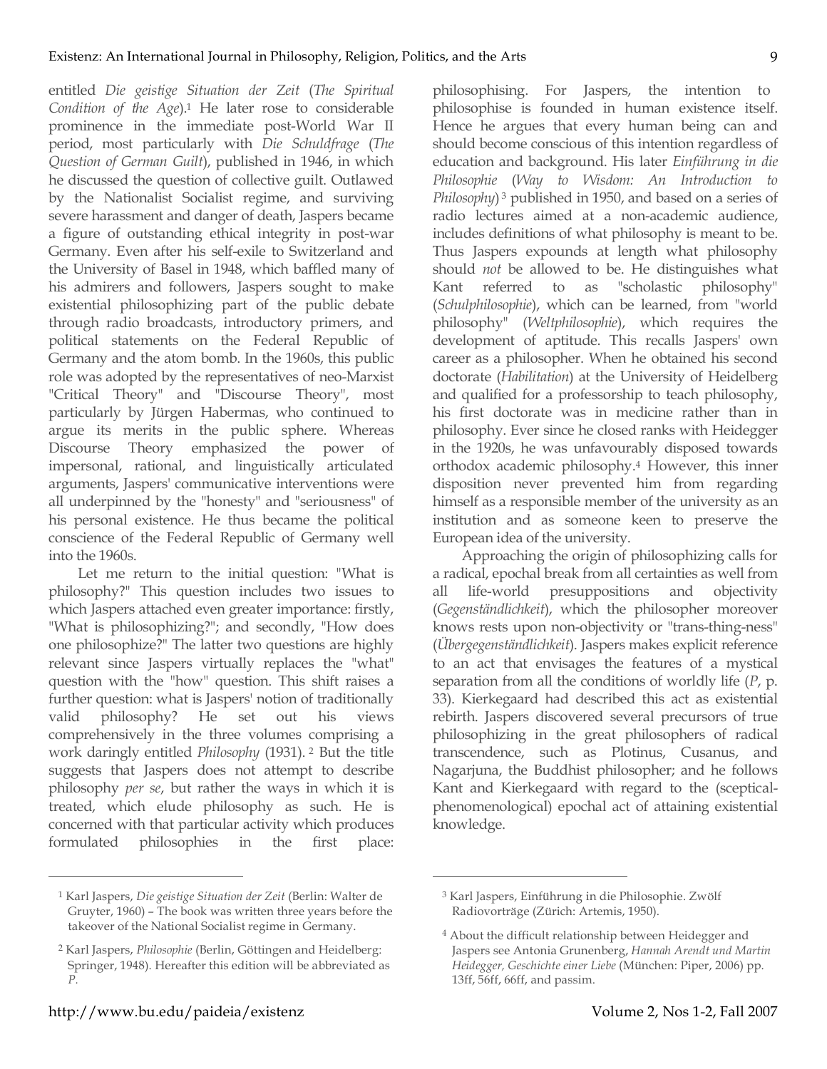entitled *Die geistige Situation der Zeit* (*The Spiritual Condition of the Age*).[1] He later rose to considerable prominence in the immediate post-World War II period, most particularly with *Die Schuldfrage* (*The Question of German Guilt*), published in 1946, in which he discussed the question of collective guilt. Outlawed by the Nationalist Socialist regime, and surviving severe harassment and danger of death, Jaspers became a figure of outstanding ethical integrity in post-war Germany. Even after his self-exile to Switzerland and the University of Basel in 1948, which baffled many of his admirers and followers, Jaspers sought to make existential philosophizing part of the public debate through radio broadcasts, introductory primers, and political statements on the Federal Republic of Germany and the atom bomb. In the 1960s, this public role was adopted by the representatives of neo-Marxist "Critical Theory" and "Discourse Theory", most particularly by Jürgen Habermas, who continued to argue its merits in the public sphere. Whereas Discourse Theory emphasized the power of impersonal, rational, and linguistically articulated arguments, Jaspers' communicative interventions were all underpinned by the "honesty" and "seriousness" of his personal existence. He thus became the political conscience of the Federal Republic of Germany well into the 1960s.

Let me return to the initial question: "What is philosophy?" This question includes two issues to which Jaspers attached even greater importance: firstly, "What is philosophizing?"; and secondly, "How does one philosophize?" The latter two questions are highly relevant since Jaspers virtually replaces the "what" question with the "how" question. This shift raises a further question: what is Jaspers' notion of traditionally valid philosophy? He set out his views comprehensively in the three volumes comprising a work daringly entitled *Philosophy* (1931).[2] But the title suggests that Jaspers does not attempt to describe philosophy *per se*, but rather the ways in which it is treated, which elude philosophy as such. He is concerned with that particular activity which produces formulated philosophies in the first place: philosophising. For Jaspers, the intention to philosophise is founded in human existence itself. Hence he argues that every human being can and should become conscious of this intention regardless of education and background. His later *Einführung in die Philosophie* (*Way to Wisdom: An Introduction to Philosophy*)[3] published in 1950, and based on a series of radio lectures aimed at a non-academic audience, includes definitions of what philosophy is meant to be. Thus Jaspers expounds at length what philosophy should *not* be allowed to be. He distinguishes what Kant referred to as "scholastic philosophy" (*Schulphilosophie*), which can be learned, from "world philosophy" (*Weltphilosophie*), which requires the development of aptitude. This recalls Jaspers' own career as a philosopher. When he obtained his second doctorate (*Habilitation*) at the University of Heidelberg and qualified for a professorship to teach philosophy, his first doctorate was in medicine rather than in philosophy. Ever since he closed ranks with Heidegger in the 1920s, he was unfavourably disposed towards orthodox academic philosophy.[4] However, this inner disposition never prevented him from regarding himself as a responsible member of the university as an institution and as someone keen to preserve the European idea of the university.

Approaching the origin of philosophizing calls for a radical, epochal break from all certainties as well from all life-world presuppositions and objectivity (*Gegenständlichkeit*), which the philosopher moreover knows rests upon non-objectivity or "trans-thing-ness" (*Übergegenständlichkeit*). Jaspers makes explicit reference to an act that envisages the features of a mystical separation from all the conditions of worldly life (*P*, p. 33). Kierkegaard had described this act as existential rebirth. Jaspers discovered several precursors of true philosophizing in the great philosophers of radical transcendence, such as Plotinus, Cusanus, and Nagarjuna, the Buddhist philosopher; and he follows Kant and Kierkegaard with regard to the (sceptical-phenomenological) epochal act of attaining existential knowledge.

---

[1] Karl Jaspers, *Die geistige Situation der Zeit* (Berlin: Walter de Gruyter, 1960) – The book was written three years before the takeover of the National Socialist regime in Germany.

[2] Karl Jaspers, *Philosophie* (Berlin, Göttingen and Heidelberg: Springer, 1948). Hereafter this edition will be abbreviated as *P*.

[3] Karl Jaspers, Einführung in die Philosophie. Zwölf Radiovorträge (Zürich: Artemis, 1950).

[4] About the difficult relationship between Heidegger and Jaspers see Antonia Grunenberg, *Hannah Arendt und Martin Heidegger, Geschichte einer Liebe* (München: Piper, 2006) pp. 13ff, 56ff, 66ff, and passim.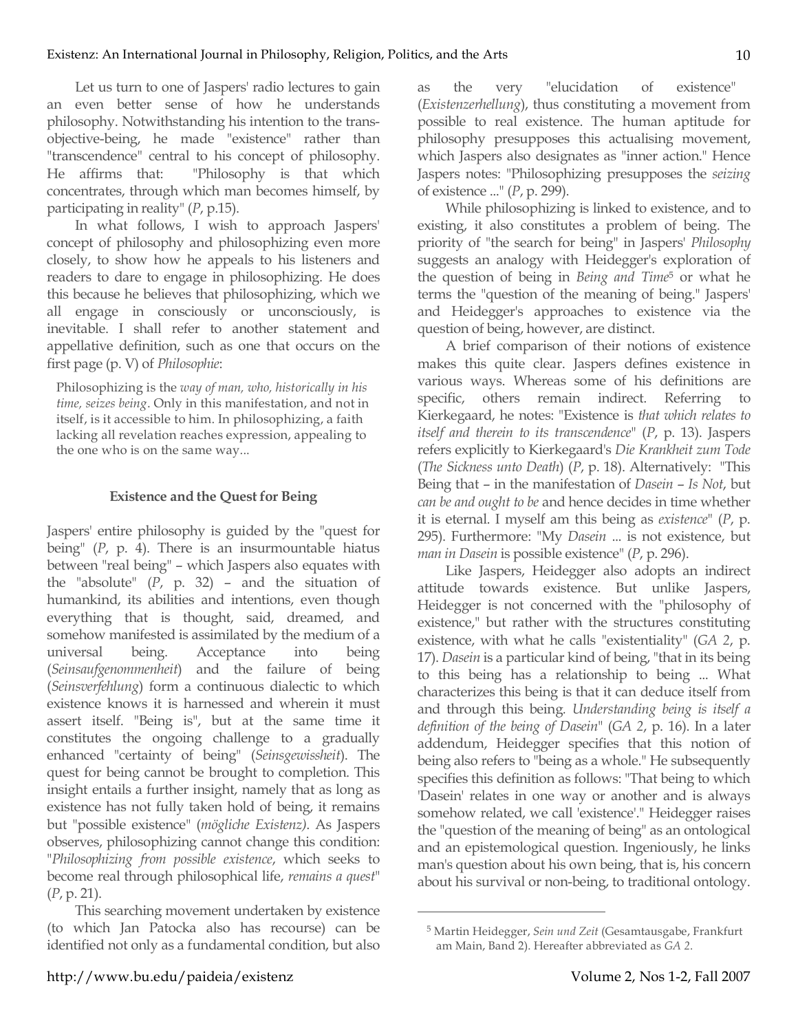Let us turn to one of Jaspers' radio lectures to gain an even better sense of how he understands philosophy. Notwithstanding his intention to the trans-objective-being, he made "existence" rather than "transcendence" central to his concept of philosophy. He affirms that: "Philosophy is that which concentrates, through which man becomes himself, by participating in reality" (*P*, p.15).

In what follows, I wish to approach Jaspers' concept of philosophy and philosophizing even more closely, to show how he appeals to his listeners and readers to dare to engage in philosophizing. He does this because he believes that philosophizing, which we all engage in consciously or unconsciously, is inevitable. I shall refer to another statement and appellative definition, such as one that occurs on the first page (p. V) of *Philosophie*:

> Philosophizing is the *way of man, who, historically in his time, seizes being*. Only in this manifestation, and not in itself, is it accessible to him. In philosophizing, a faith lacking all revelation reaches expression, appealing to the one who is on the same way...

## Existence and the Quest for Being

Jaspers' entire philosophy is guided by the "quest for being" (*P*, p. 4). There is an insurmountable hiatus between "real being" – which Jaspers also equates with the "absolute" (*P*, p. 32) – and the situation of humankind, its abilities and intentions, even though everything that is thought, said, dreamed, and somehow manifested is assimilated by the medium of a universal being. Acceptance into being (*Seinsaufgenommenheit*) and the failure of being (*Seinsverfehlung*) form a continuous dialectic to which existence knows it is harnessed and wherein it must assert itself. "Being is", but at the same time it constitutes the ongoing challenge to a gradually enhanced "certainty of being" (*Seinsgewissheit*). The quest for being cannot be brought to completion. This insight entails a further insight, namely that as long as existence has not fully taken hold of being, it remains but "possible existence" (*mögliche Existenz*). As Jaspers observes, philosophizing cannot change this condition: "*Philosophizing from possible existence*, which seeks to become real through philosophical life, *remains a quest*" (*P*, p. 21).

This searching movement undertaken by existence (to which Jan Patocka also has recourse) can be identified not only as a fundamental condition, but also as the very "elucidation of existence" (*Existenzerhellung*), thus constituting a movement from possible to real existence. The human aptitude for philosophy presupposes this actualising movement, which Jaspers also designates as "inner action." Hence Jaspers notes: "Philosophizing presupposes the *seizing* of existence ..." (*P*, p. 299).

While philosophizing is linked to existence, and to existing, it also constitutes a problem of being. The priority of "the search for being" in Jaspers' *Philosophy* suggests an analogy with Heidegger's exploration of the question of being in *Being and Time*[5] or what he terms the "question of the meaning of being." Jaspers' and Heidegger's approaches to existence via the question of being, however, are distinct.

A brief comparison of their notions of existence makes this quite clear. Jaspers defines existence in various ways. Whereas some of his definitions are specific, others remain indirect. Referring to Kierkegaard, he notes: "Existence is *that which relates to itself and therein to its transcendence*" (*P*, p. 13). Jaspers refers explicitly to Kierkegaard's *Die Krankheit zum Tode* (*The Sickness unto Death*) (*P*, p. 18). Alternatively: "This Being that – in the manifestation of *Dasein* – *Is Not*, but *can be and ought to be* and hence decides in time whether it is eternal. I myself am this being as *existence*" (*P*, p. 295). Furthermore: "My *Dasein* ... is not existence, but *man in Dasein* is possible existence" (*P*, p. 296).

Like Jaspers, Heidegger also adopts an indirect attitude towards existence. But unlike Jaspers, Heidegger is not concerned with the "philosophy of existence," but rather with the structures constituting existence, with what he calls "existentiality" (*GA 2*, p. 17). *Dasein* is a particular kind of being, "that in its being to this being has a relationship to being ... What characterizes this being is that it can deduce itself from and through this being. *Understanding being is itself a definition of the being of Dasein*" (*GA 2*, p. 16). In a later addendum, Heidegger specifies that this notion of being also refers to "being as a whole." He subsequently specifies this definition as follows: "That being to which 'Dasein' relates in one way or another and is always somehow related, we call 'existence'." Heidegger raises the "question of the meaning of being" as an ontological and an epistemological question. Ingeniously, he links man's question about his own being, that is, his concern about his survival or non-being, to traditional ontology.

---

[5] Martin Heidegger, *Sein und Zeit* (Gesamtausgabe, Frankfurt am Main, Band 2). Hereafter abbreviated as *GA 2*.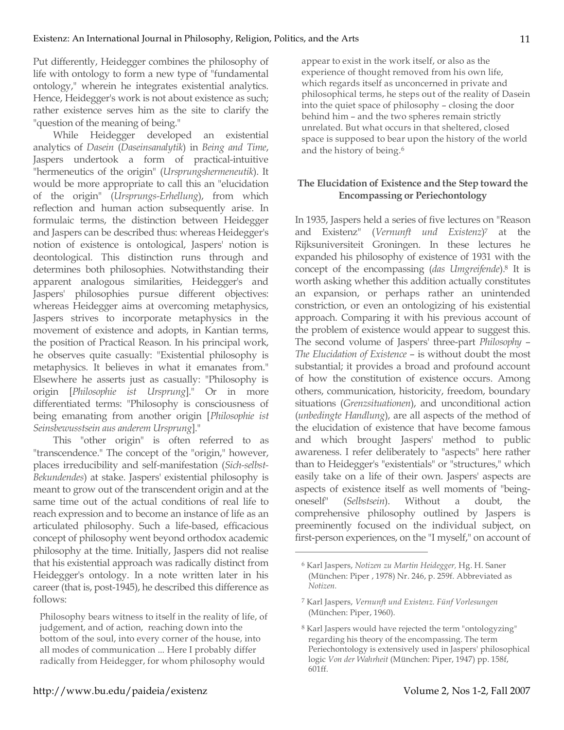Put differently, Heidegger combines the philosophy of life with ontology to form a new type of "fundamental ontology," wherein he integrates existential analytics. Hence, Heidegger's work is not about existence as such; rather existence serves him as the site to clarify the "question of the meaning of being."

While Heidegger developed an existential analytics of *Dasein* (*Daseinsanalytik*) in *Being and Time*, Jaspers undertook a form of practical-intuitive "hermeneutics of the origin" (*Ursprungshermeneutik*). It would be more appropriate to call this an "elucidation of the origin" (*Ursprungs-Erhellung*), from which reflection and human action subsequently arise. In formulaic terms, the distinction between Heidegger and Jaspers can be described thus: whereas Heidegger's notion of existence is ontological, Jaspers' notion is deontological. This distinction runs through and determines both philosophies. Notwithstanding their apparent analogous similarities, Heidegger's and Jaspers' philosophies pursue different objectives: whereas Heidegger aims at overcoming metaphysics, Jaspers strives to incorporate metaphysics in the movement of existence and adopts, in Kantian terms, the position of Practical Reason. In his principal work, he observes quite casually: "Existential philosophy is metaphysics. It believes in what it emanates from." Elsewhere he asserts just as casually: "Philosophy is origin [*Philosophie ist Ursprung*]." Or in more differentiated terms: "Philosophy is consciousness of being emanating from another origin [*Philosophie ist Seinsbewusstsein aus anderem Ursprung*]."

This "other origin" is often referred to as "transcendence." The concept of the "origin," however, places irreducibility and self-manifestation (*Sich-selbst-Bekundendes*) at stake. Jaspers' existential philosophy is meant to grow out of the transcendent origin and at the same time out of the actual conditions of real life to reach expression and to become an instance of life as an articulated philosophy. Such a life-based, efficacious concept of philosophy went beyond orthodox academic philosophy at the time. Initially, Jaspers did not realise that his existential approach was radically distinct from Heidegger's ontology. In a note written later in his career (that is, post-1945), he described this difference as follows:

> Philosophy bears witness to itself in the reality of life, of judgement, and of action, reaching down into the bottom of the soul, into every corner of the house, into all modes of communication ... Here I probably differ radically from Heidegger, for whom philosophy would appear to exist in the work itself, or also as the experience of thought removed from his own life, which regards itself as unconcerned in private and philosophical terms, he steps out of the reality of Dasein into the quiet space of philosophy – closing the door behind him – and the two spheres remain strictly unrelated. But what occurs in that sheltered, closed space is supposed to bear upon the history of the world and the history of being.[6]

## The Elucidation of Existence and the Step toward the Encompassing or Periechontology

In 1935, Jaspers held a series of five lectures on "Reason and Existenz" (*Vernunft und Existenz*)[7] at the Rijksuniversiteit Groningen. In these lectures he expanded his philosophy of existence of 1931 with the concept of the encompassing (*das Umgreifende*).[8] It is worth asking whether this addition actually constitutes an expansion, or perhaps rather an unintended constriction, or even an ontologizing of his existential approach. Comparing it with his previous account of the problem of existence would appear to suggest this. The second volume of Jaspers' three-part *Philosophy* – *The Elucidation of Existence* – is without doubt the most substantial; it provides a broad and profound account of how the constitution of existence occurs. Among others, communication, historicity, freedom, boundary situations (*Grenzsituationen*), and unconditional action (*unbedingte Handlung*), are all aspects of the method of the elucidation of existence that have become famous and which brought Jaspers' philosophy to public awareness. I refer deliberately to "aspects" here rather than to Heidegger's "existentials" or "structures," which easily take on a life of their own. Jaspers' aspects are aspects of existence itself as well moments of "being-oneself" (*Selbstsein*). Without a doubt, the comprehensive philosophy outlined by Jaspers is preeminently focused on the individual subject, on first-person experiences, on the "I myself," on account of

---

[6] Karl Jaspers, *Notizen zu Martin Heidegger,* Hg. H. Saner (München: Piper , 1978) Nr. 246, p. 259f. Abbreviated as *Notizen.*

[7] Karl Jaspers, *Vernunft und Existenz. Fünf Vorlesungen* (München: Piper, 1960).

[8] Karl Jaspers would have rejected the term "ontologyzing" regarding his theory of the encompassing. The term Periechontology is extensively used in Jaspers' philosophical logic *Von der Wahrheit* (München: Piper, 1947) pp. 158f, 601ff.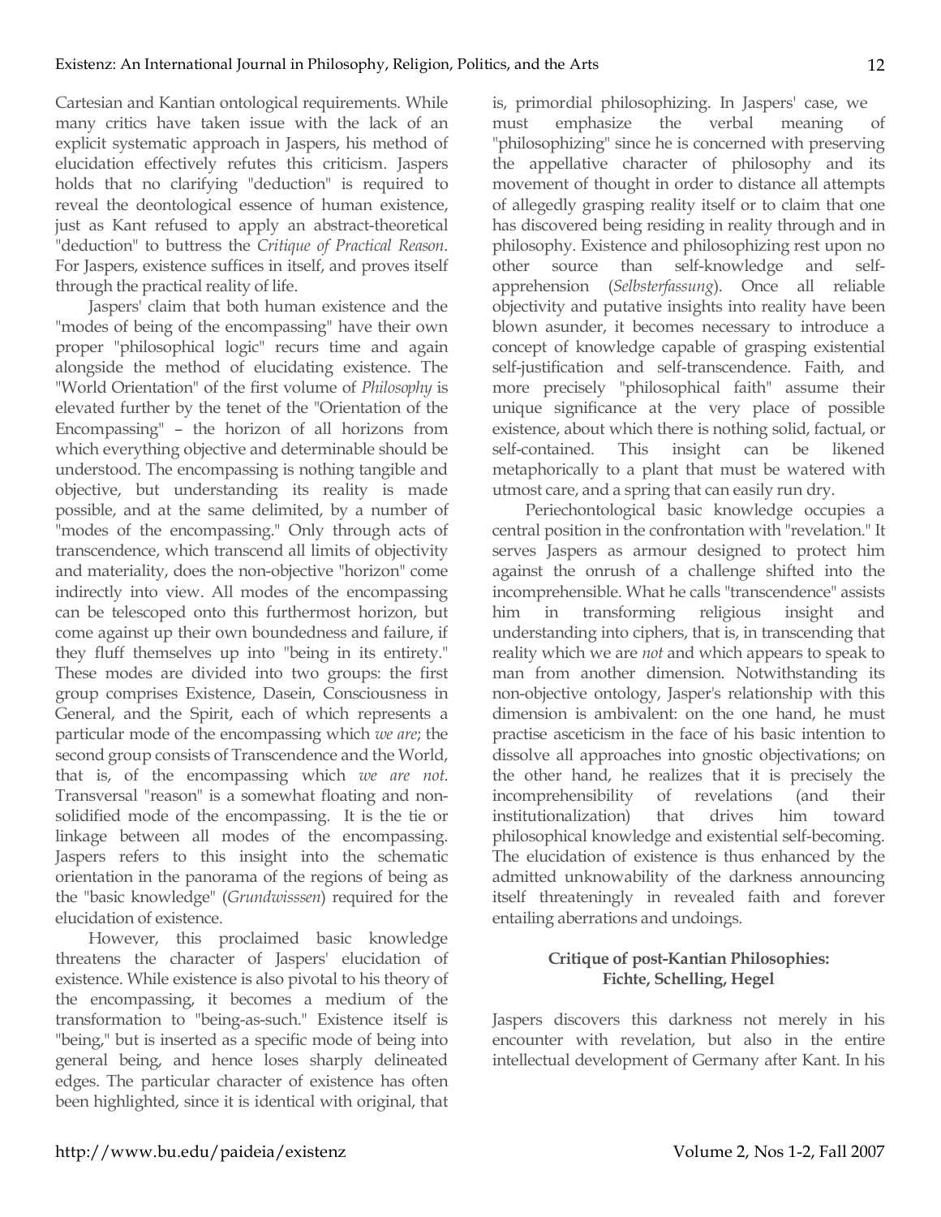Cartesian and Kantian ontological requirements. While many critics have taken issue with the lack of an explicit systematic approach in Jaspers, his method of elucidation effectively refutes this criticism. Jaspers holds that no clarifying "deduction" is required to reveal the deontological essence of human existence, just as Kant refused to apply an abstract-theoretical "deduction" to buttress the *Critique of Practical Reason*. For Jaspers, existence suffices in itself, and proves itself through the practical reality of life.

Jaspers' claim that both human existence and the "modes of being of the encompassing" have their own proper "philosophical logic" recurs time and again alongside the method of elucidating existence. The "World Orientation" of the first volume of *Philosophy* is elevated further by the tenet of the "Orientation of the Encompassing" – the horizon of all horizons from which everything objective and determinable should be understood. The encompassing is nothing tangible and objective, but understanding its reality is made possible, and at the same delimited, by a number of "modes of the encompassing." Only through acts of transcendence, which transcend all limits of objectivity and materiality, does the non-objective "horizon" come indirectly into view. All modes of the encompassing can be telescoped onto this furthermost horizon, but come against up their own boundedness and failure, if they fluff themselves up into "being in its entirety." These modes are divided into two groups: the first group comprises Existence, Dasein, Consciousness in General, and the Spirit, each of which represents a particular mode of the encompassing which *we are*; the second group consists of Transcendence and the World, that is, of the encompassing which *we are not*. Transversal "reason" is a somewhat floating and non-solidified mode of the encompassing. It is the tie or linkage between all modes of the encompassing. Jaspers refers to this insight into the schematic orientation in the panorama of the regions of being as the "basic knowledge" (*Grundwisssen*) required for the elucidation of existence.

However, this proclaimed basic knowledge threatens the character of Jaspers' elucidation of existence. While existence is also pivotal to his theory of the encompassing, it becomes a medium of the transformation to "being-as-such." Existence itself is "being," but is inserted as a specific mode of being into general being, and hence loses sharply delineated edges. The particular character of existence has often been highlighted, since it is identical with original, that is, primordial philosophizing. In Jaspers' case, we must emphasize the verbal meaning of "philosophizing" since he is concerned with preserving the appellative character of philosophy and its movement of thought in order to distance all attempts of allegedly grasping reality itself or to claim that one has discovered being residing in reality through and in philosophy. Existence and philosophizing rest upon no other source than self-knowledge and self-apprehension (*Selbsterfassung*). Once all reliable objectivity and putative insights into reality have been blown asunder, it becomes necessary to introduce a concept of knowledge capable of grasping existential self-justification and self-transcendence. Faith, and more precisely "philosophical faith" assume their unique significance at the very place of possible existence, about which there is nothing solid, factual, or self-contained. This insight can be likened metaphorically to a plant that must be watered with utmost care, and a spring that can easily run dry.

Periechontological basic knowledge occupies a central position in the confrontation with "revelation." It serves Jaspers as armour designed to protect him against the onrush of a challenge shifted into the incomprehensible. What he calls "transcendence" assists him in transforming religious insight and understanding into ciphers, that is, in transcending that reality which we are *not* and which appears to speak to man from another dimension. Notwithstanding its non-objective ontology, Jasper's relationship with this dimension is ambivalent: on the one hand, he must practise asceticism in the face of his basic intention to dissolve all approaches into gnostic objectivations; on the other hand, he realizes that it is precisely the incomprehensibility of revelations (and their institutionalization) that drives him toward philosophical knowledge and existential self-becoming. The elucidation of existence is thus enhanced by the admitted unknowability of the darkness announcing itself threateningly in revealed faith and forever entailing aberrations and undoings.

## Critique of post-Kantian Philosophies: Fichte, Schelling, Hegel

Jaspers discovers this darkness not merely in his encounter with revelation, but also in the entire intellectual development of Germany after Kant. In his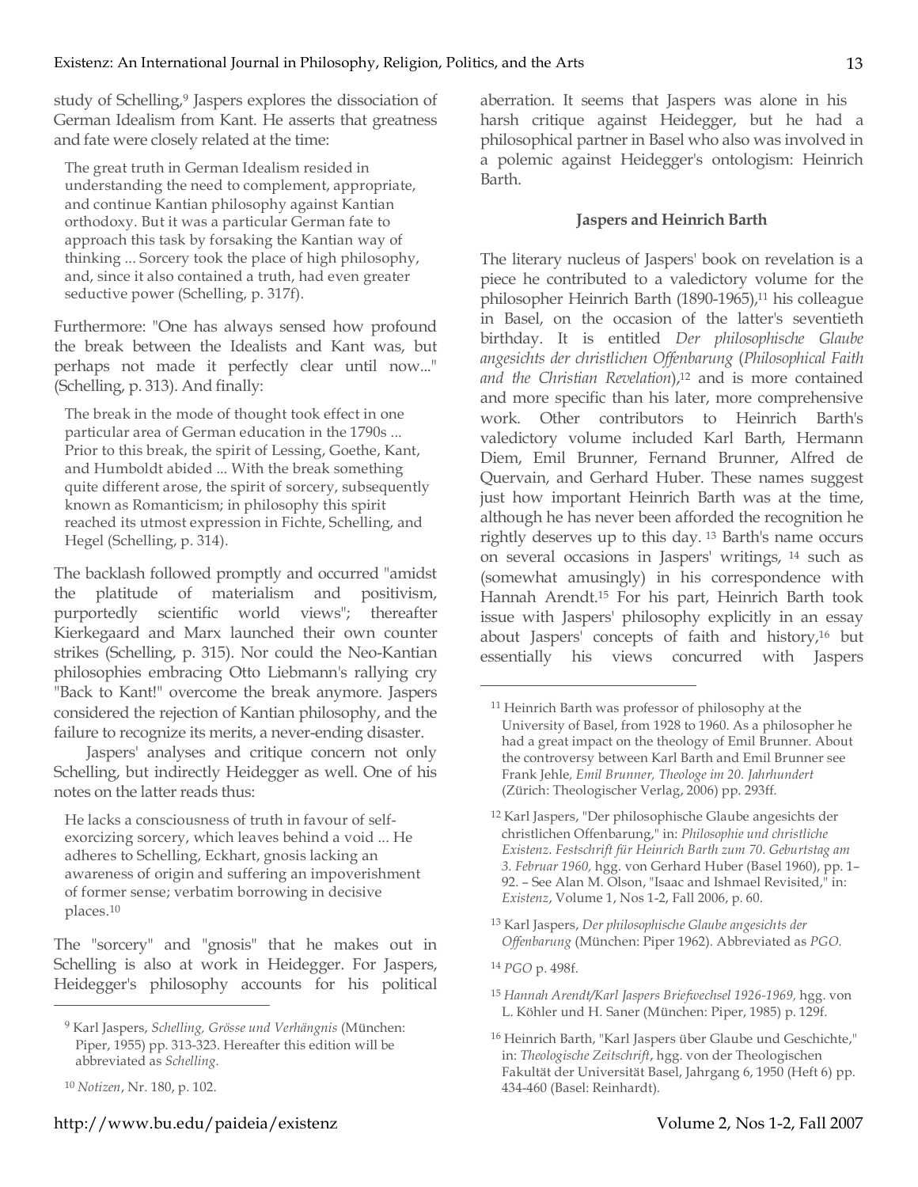study of Schelling,[9] Jaspers explores the dissociation of German Idealism from Kant. He asserts that greatness and fate were closely related at the time:

> The great truth in German Idealism resided in understanding the need to complement, appropriate, and continue Kantian philosophy against Kantian orthodoxy. But it was a particular German fate to approach this task by forsaking the Kantian way of thinking ... Sorcery took the place of high philosophy, and, since it also contained a truth, had even greater seductive power (Schelling, p. 317f).

Furthermore: "One has always sensed how profound the break between the Idealists and Kant was, but perhaps not made it perfectly clear until now..." (Schelling, p. 313). And finally:

> The break in the mode of thought took effect in one particular area of German education in the 1790s ... Prior to this break, the spirit of Lessing, Goethe, Kant, and Humboldt abided ... With the break something quite different arose, the spirit of sorcery, subsequently known as Romanticism; in philosophy this spirit reached its utmost expression in Fichte, Schelling, and Hegel (Schelling, p. 314).

The backlash followed promptly and occurred "amidst the platitude of materialism and positivism, purportedly scientific world views"; thereafter Kierkegaard and Marx launched their own counter strikes (Schelling, p. 315). Nor could the Neo-Kantian philosophies embracing Otto Liebmann's rallying cry "Back to Kant!" overcome the break anymore. Jaspers considered the rejection of Kantian philosophy, and the failure to recognize its merits, a never-ending disaster.

Jaspers' analyses and critique concern not only Schelling, but indirectly Heidegger as well. One of his notes on the latter reads thus:

> He lacks a consciousness of truth in favour of self-exorcizing sorcery, which leaves behind a void ... He adheres to Schelling, Eckhart, gnosis lacking an awareness of origin and suffering an impoverishment of former sense; verbatim borrowing in decisive places.[10]

The "sorcery" and "gnosis" that he makes out in Schelling is also at work in Heidegger. For Jaspers, Heidegger's philosophy accounts for his political aberration. It seems that Jaspers was alone in his harsh critique against Heidegger, but he had a philosophical partner in Basel who also was involved in a polemic against Heidegger's ontologism: Heinrich Barth.

### Jaspers and Heinrich Barth

The literary nucleus of Jaspers' book on revelation is a piece he contributed to a valedictory volume for the philosopher Heinrich Barth (1890-1965),[11] his colleague in Basel, on the occasion of the latter's seventieth birthday. It is entitled *Der philosophische Glaube angesichts der christlichen Offenbarung* (*Philosophical Faith and the Christian Revelation*),[12] and is more contained and more specific than his later, more comprehensive work. Other contributors to Heinrich Barth's valedictory volume included Karl Barth, Hermann Diem, Emil Brunner, Fernand Brunner, Alfred de Quervain, and Gerhard Huber. These names suggest just how important Heinrich Barth was at the time, although he has never been afforded the recognition he rightly deserves up to this day.[13] Barth's name occurs on several occasions in Jaspers' writings,[14] such as (somewhat amusingly) in his correspondence with Hannah Arendt.[15] For his part, Heinrich Barth took issue with Jaspers' philosophy explicitly in an essay about Jaspers' concepts of faith and history,[16] but essentially his views concurred with Jaspers

---

[9] Karl Jaspers, *Schelling, Grösse und Verhängnis* (München: Piper, 1955) pp. 313-323. Hereafter this edition will be abbreviated as *Schelling*.

[10] *Notizen*, Nr. 180, p. 102.

[11] Heinrich Barth was professor of philosophy at the University of Basel, from 1928 to 1960. As a philosopher he had a great impact on the theology of Emil Brunner. About the controversy between Karl Barth and Emil Brunner see Frank Jehle, *Emil Brunner, Theologe im 20. Jahrhundert* (Zürich: Theologischer Verlag, 2006) pp. 293ff.

[12] Karl Jaspers, "Der philosophische Glaube angesichts der christlichen Offenbarung," in: *Philosophie und christliche Existenz. Festschrift für Heinrich Barth zum 70. Geburtstag am 3. Februar 1960,* hgg. von Gerhard Huber (Basel 1960), pp. 1–92. – See Alan M. Olson, "Isaac and Ishmael Revisited," in: *Existenz*, Volume 1, Nos 1-2, Fall 2006, p. 60.

[13] Karl Jaspers, *Der philosophische Glaube angesichts der Offenbarung* (München: Piper 1962). Abbreviated as *PGO.*

[14] *PGO* p. 498f.

[15] *Hannah Arendt/Karl Jaspers Briefwechsel 1926-1969,* hgg. von L. Köhler und H. Saner (München: Piper, 1985) p. 129f.

[16] Heinrich Barth, "Karl Jaspers über Glaube und Geschichte," in: *Theologische Zeitschrift*, hgg. von der Theologischen Fakultät der Universität Basel, Jahrgang 6, 1950 (Heft 6) pp. 434-460 (Basel: Reinhardt).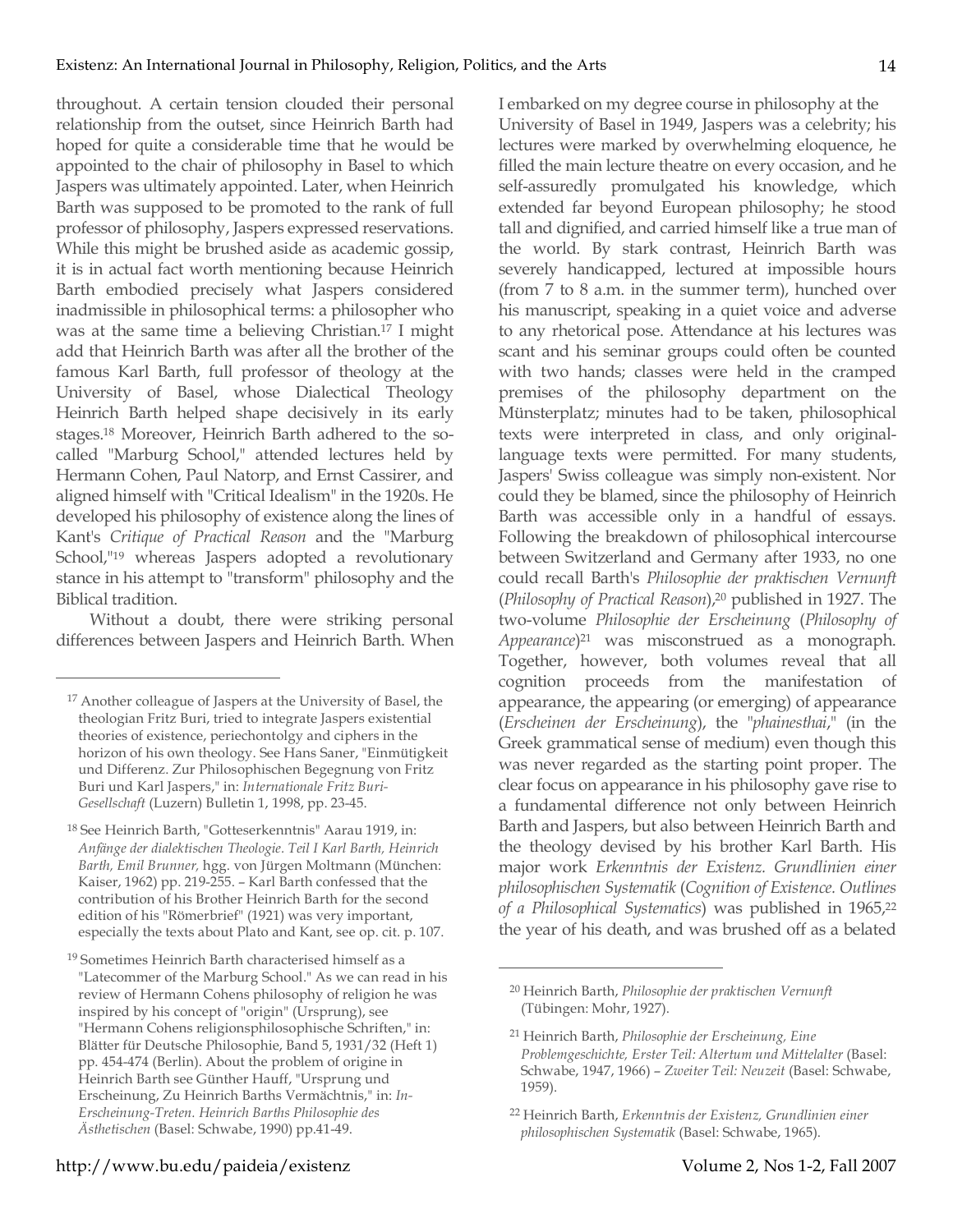throughout. A certain tension clouded their personal relationship from the outset, since Heinrich Barth had hoped for quite a considerable time that he would be appointed to the chair of philosophy in Basel to which Jaspers was ultimately appointed. Later, when Heinrich Barth was supposed to be promoted to the rank of full professor of philosophy, Jaspers expressed reservations. While this might be brushed aside as academic gossip, it is in actual fact worth mentioning because Heinrich Barth embodied precisely what Jaspers considered inadmissible in philosophical terms: a philosopher who was at the same time a believing Christian.[17] I might add that Heinrich Barth was after all the brother of the famous Karl Barth, full professor of theology at the University of Basel, whose Dialectical Theology Heinrich Barth helped shape decisively in its early stages.[18] Moreover, Heinrich Barth adhered to the so-called "Marburg School," attended lectures held by Hermann Cohen, Paul Natorp, and Ernst Cassirer, and aligned himself with "Critical Idealism" in the 1920s. He developed his philosophy of existence along the lines of Kant's *Critique of Practical Reason* and the "Marburg School,"[19] whereas Jaspers adopted a revolutionary stance in his attempt to "transform" philosophy and the Biblical tradition.

Without a doubt, there were striking personal differences between Jaspers and Heinrich Barth. When I embarked on my degree course in philosophy at the University of Basel in 1949, Jaspers was a celebrity; his lectures were marked by overwhelming eloquence, he filled the main lecture theatre on every occasion, and he self-assuredly promulgated his knowledge, which extended far beyond European philosophy; he stood tall and dignified, and carried himself like a true man of the world. By stark contrast, Heinrich Barth was severely handicapped, lectured at impossible hours (from 7 to 8 a.m. in the summer term), hunched over his manuscript, speaking in a quiet voice and adverse to any rhetorical pose. Attendance at his lectures was scant and his seminar groups could often be counted with two hands; classes were held in the cramped premises of the philosophy department on the Münsterplatz; minutes had to be taken, philosophical texts were interpreted in class, and only original-language texts were permitted. For many students, Jaspers' Swiss colleague was simply non-existent. Nor could they be blamed, since the philosophy of Heinrich Barth was accessible only in a handful of essays. Following the breakdown of philosophical intercourse between Switzerland and Germany after 1933, no one could recall Barth's *Philosophie der praktischen Vernunft* (*Philosophy of Practical Reason*),[20] published in 1927. The two-volume *Philosophie der Erscheinung* (*Philosophy of Appearance*)[21] was misconstrued as a monograph. Together, however, both volumes reveal that all cognition proceeds from the manifestation of appearance, the appearing (or emerging) of appearance (*Erscheinen der Erscheinung*), the "*phainesthai*," (in the Greek grammatical sense of medium) even though this was never regarded as the starting point proper. The clear focus on appearance in his philosophy gave rise to a fundamental difference not only between Heinrich Barth and Jaspers, but also between Heinrich Barth and the theology devised by his brother Karl Barth. His major work *Erkenntnis der Existenz. Grundlinien einer philosophischen Systematik* (*Cognition of Existence. Outlines of a Philosophical Systematics*) was published in 1965,[22] the year of his death, and was brushed off as a belated

---

[17] Another colleague of Jaspers at the University of Basel, the theologian Fritz Buri, tried to integrate Jaspers existential theories of existence, periechontolgy and ciphers in the horizon of his own theology. See Hans Saner, "Einmütigkeit und Differenz. Zur Philosophischen Begegnung von Fritz Buri und Karl Jaspers," in: *Internationale Fritz Buri-Gesellschaft* (Luzern) Bulletin 1, 1998, pp. 23-45.

[18] See Heinrich Barth, "Gotteserkenntnis" Aarau 1919, in: *Anfänge der dialektischen Theologie. Teil I Karl Barth, Heinrich Barth, Emil Brunner,* hgg. von Jürgen Moltmann (München: Kaiser, 1962) pp. 219-255. – Karl Barth confessed that the contribution of his Brother Heinrich Barth for the second edition of his "Römerbrief" (1921) was very important, especially the texts about Plato and Kant, see op. cit. p. 107.

[19] Sometimes Heinrich Barth characterised himself as a "Latecommer of the Marburg School." As we can read in his review of Hermann Cohens philosophy of religion he was inspired by his concept of "origin" (Ursprung), see "Hermann Cohens religionsphilosophische Schriften," in: Blätter für Deutsche Philosophie, Band 5, 1931/32 (Heft 1) pp. 454-474 (Berlin). About the problem of origine in Heinrich Barth see Günther Hauff, "Ursprung und Erscheinung, Zu Heinrich Barths Vermächtnis," in: *In-Erscheinung-Treten. Heinrich Barths Philosophie des Ästhetischen* (Basel: Schwabe, 1990) pp.41-49.

[20] Heinrich Barth, *Philosophie der praktischen Vernunft* (Tübingen: Mohr, 1927).

[21] Heinrich Barth, *Philosophie der Erscheinung, Eine Problemgeschichte, Erster Teil: Altertum und Mittelalter* (Basel: Schwabe, 1947, 1966) – *Zweiter Teil: Neuzeit* (Basel: Schwabe, 1959).

[22] Heinrich Barth, *Erkenntnis der Existenz, Grundlinien einer philosophischen Systematik* (Basel: Schwabe, 1965).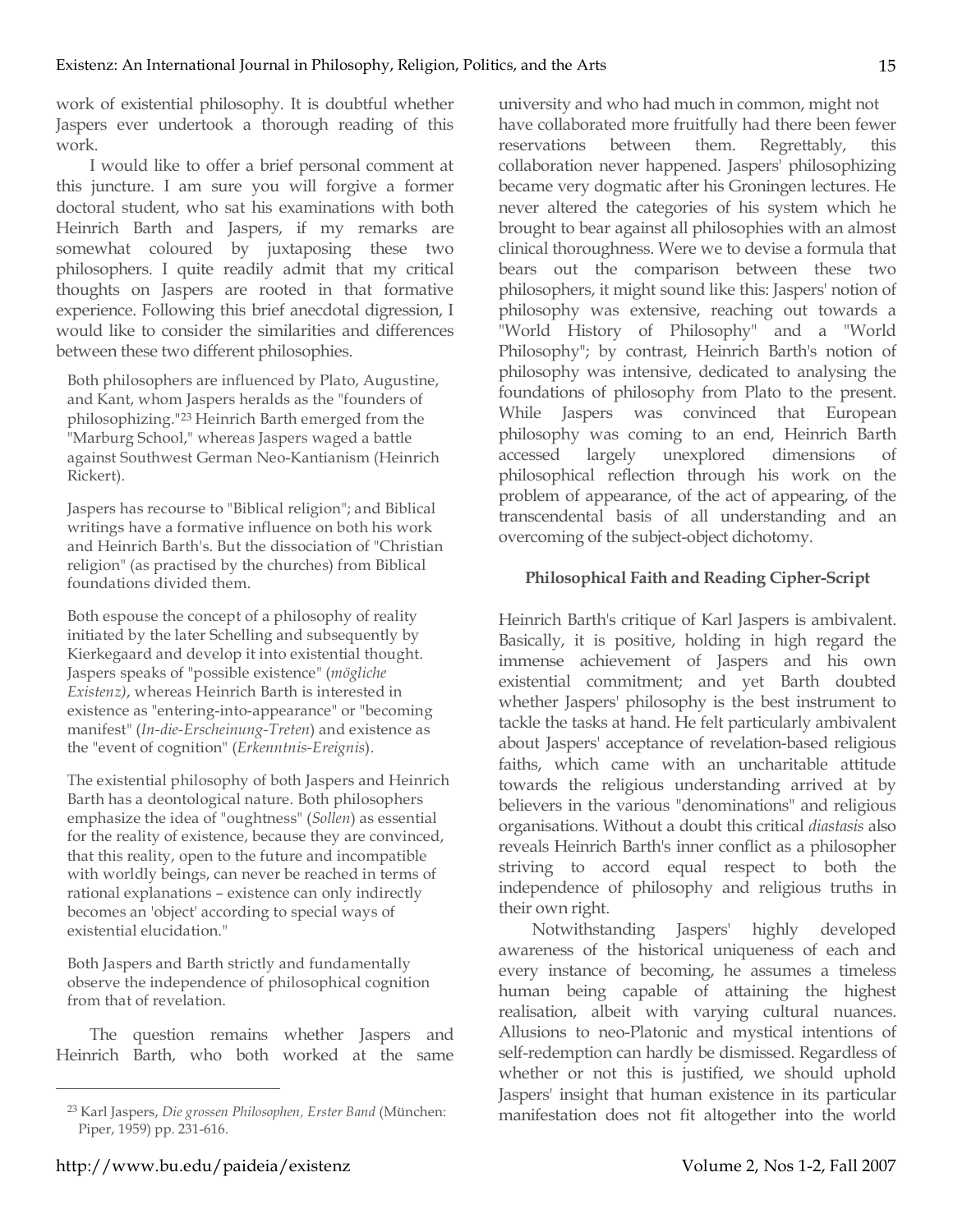work of existential philosophy. It is doubtful whether Jaspers ever undertook a thorough reading of this work.

I would like to offer a brief personal comment at this juncture. I am sure you will forgive a former doctoral student, who sat his examinations with both Heinrich Barth and Jaspers, if my remarks are somewhat coloured by juxtaposing these two philosophers. I quite readily admit that my critical thoughts on Jaspers are rooted in that formative experience. Following this brief anecdotal digression, I would like to consider the similarities and differences between these two different philosophies.

> Both philosophers are influenced by Plato, Augustine, and Kant, whom Jaspers heralds as the "founders of philosophizing."[23] Heinrich Barth emerged from the "Marburg School," whereas Jaspers waged a battle against Southwest German Neo-Kantianism (Heinrich Rickert).
>
> Jaspers has recourse to "Biblical religion"; and Biblical writings have a formative influence on both his work and Heinrich Barth's. But the dissociation of "Christian religion" (as practised by the churches) from Biblical foundations divided them.
>
> Both espouse the concept of a philosophy of reality initiated by the later Schelling and subsequently by Kierkegaard and develop it into existential thought. Jaspers speaks of "possible existence" (*mögliche Existenz)*, whereas Heinrich Barth is interested in existence as "entering-into-appearance" or "becoming manifest" (*In-die-Erscheinung-Treten*) and existence as the "event of cognition" (*Erkenntnis-Ereignis*).
>
> The existential philosophy of both Jaspers and Heinrich Barth has a deontological nature. Both philosophers emphasize the idea of "oughtness" (*Sollen*) as essential for the reality of existence, because they are convinced, that this reality, open to the future and incompatible with worldly beings, can never be reached in terms of rational explanations – existence can only indirectly becomes an 'object' according to special ways of existential elucidation."
>
> Both Jaspers and Barth strictly and fundamentally observe the independence of philosophical cognition from that of revelation.

The question remains whether Jaspers and Heinrich Barth, who both worked at the same university and who had much in common, might not have collaborated more fruitfully had there been fewer reservations between them. Regrettably, this collaboration never happened. Jaspers' philosophizing became very dogmatic after his Groningen lectures. He never altered the categories of his system which he brought to bear against all philosophies with an almost clinical thoroughness. Were we to devise a formula that bears out the comparison between these two philosophers, it might sound like this: Jaspers' notion of philosophy was extensive, reaching out towards a "World History of Philosophy" and a "World Philosophy"; by contrast, Heinrich Barth's notion of philosophy was intensive, dedicated to analysing the foundations of philosophy from Plato to the present. While Jaspers was convinced that European philosophy was coming to an end, Heinrich Barth accessed largely unexplored dimensions of philosophical reflection through his work on the problem of appearance, of the act of appearing, of the transcendental basis of all understanding and an overcoming of the subject-object dichotomy.

### Philosophical Faith and Reading Cipher-Script

Heinrich Barth's critique of Karl Jaspers is ambivalent. Basically, it is positive, holding in high regard the immense achievement of Jaspers and his own existential commitment; and yet Barth doubted whether Jaspers' philosophy is the best instrument to tackle the tasks at hand. He felt particularly ambivalent about Jaspers' acceptance of revelation-based religious faiths, which came with an uncharitable attitude towards the religious understanding arrived at by believers in the various "denominations" and religious organisations. Without a doubt this critical *diastasis* also reveals Heinrich Barth's inner conflict as a philosopher striving to accord equal respect to both the independence of philosophy and religious truths in their own right.

Notwithstanding Jaspers' highly developed awareness of the historical uniqueness of each and every instance of becoming, he assumes a timeless human being capable of attaining the highest realisation, albeit with varying cultural nuances. Allusions to neo-Platonic and mystical intentions of self-redemption can hardly be dismissed. Regardless of whether or not this is justified, we should uphold Jaspers' insight that human existence in its particular manifestation does not fit altogether into the world

---

[23] Karl Jaspers, *Die grossen Philosophen, Erster Band* (München: Piper, 1959) pp. 231-616.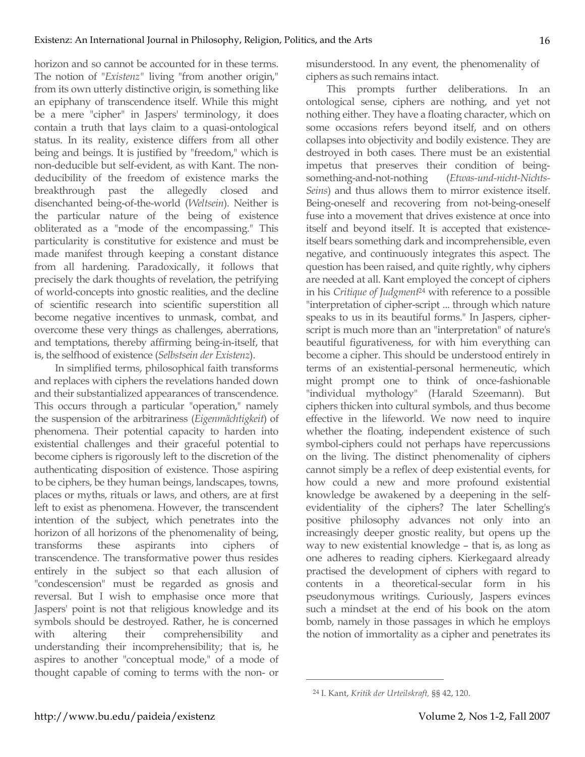horizon and so cannot be accounted for in these terms. The notion of "*Existenz*" living "from another origin," from its own utterly distinctive origin, is something like an epiphany of transcendence itself. While this might be a mere "cipher" in Jaspers' terminology, it does contain a truth that lays claim to a quasi-ontological status. In its reality, existence differs from all other being and beings. It is justified by "freedom," which is non-deducible but self-evident, as with Kant. The non-deducibility of the freedom of existence marks the breakthrough past the allegedly closed and disenchanted being-of-the-world (*Weltsein*). Neither is the particular nature of the being of existence obliterated as a "mode of the encompassing." This particularity is constitutive for existence and must be made manifest through keeping a constant distance from all hardening. Paradoxically, it follows that precisely the dark thoughts of revelation, the petrifying of world-concepts into gnostic realities, and the decline of scientific research into scientific superstition all become negative incentives to unmask, combat, and overcome these very things as challenges, aberrations, and temptations, thereby affirming being-in-itself, that is, the selfhood of existence (*Selbstsein der Existenz*).

In simplified terms, philosophical faith transforms and replaces with ciphers the revelations handed down and their substantialized appearances of transcendence. This occurs through a particular "operation," namely the suspension of the arbitrariness (*Eigenmächtigkeit*) of phenomena. Their potential capacity to harden into existential challenges and their graceful potential to become ciphers is rigorously left to the discretion of the authenticating disposition of existence. Those aspiring to be ciphers, be they human beings, landscapes, towns, places or myths, rituals or laws, and others, are at first left to exist as phenomena. However, the transcendent intention of the subject, which penetrates into the horizon of all horizons of the phenomenality of being, transforms these aspirants into ciphers of transcendence. The transformative power thus resides entirely in the subject so that each allusion of "condescension" must be regarded as gnosis and reversal. But I wish to emphasise once more that Jaspers' point is not that religious knowledge and its symbols should be destroyed. Rather, he is concerned with altering their comprehensibility and understanding their incomprehensibility; that is, he aspires to another "conceptual mode," of a mode of thought capable of coming to terms with the non- or misunderstood. In any event, the phenomenality of ciphers as such remains intact.

This prompts further deliberations. In an ontological sense, ciphers are nothing, and yet not nothing either. They have a floating character, which on some occasions refers beyond itself, and on others collapses into objectivity and bodily existence. They are destroyed in both cases. There must be an existential impetus that preserves their condition of being-something-and-not-nothing (*Etwas-und-nicht-Nichts-Seins*) and thus allows them to mirror existence itself. Being-oneself and recovering from not-being-oneself fuse into a movement that drives existence at once into itself and beyond itself. It is accepted that existence-itself bears something dark and incomprehensible, even negative, and continuously integrates this aspect. The question has been raised, and quite rightly, why ciphers are needed at all. Kant employed the concept of ciphers in his *Critique of Judgment*[24] with reference to a possible "interpretation of cipher-script ... through which nature speaks to us in its beautiful forms." In Jaspers, cipher-script is much more than an "interpretation" of nature's beautiful figurativeness, for with him everything can become a cipher. This should be understood entirely in terms of an existential-personal hermeneutic, which might prompt one to think of once-fashionable "individual mythology" (Harald Szeemann). But ciphers thicken into cultural symbols, and thus become effective in the lifeworld. We now need to inquire whether the floating, independent existence of such symbol-ciphers could not perhaps have repercussions on the living. The distinct phenomenality of ciphers cannot simply be a reflex of deep existential events, for how could a new and more profound existential knowledge be awakened by a deepening in the self-evidentiality of the ciphers? The later Schelling's positive philosophy advances not only into an increasingly deeper gnostic reality, but opens up the way to new existential knowledge – that is, as long as one adheres to reading ciphers. Kierkegaard already practised the development of ciphers with regard to contents in a theoretical-secular form in his pseudonymous writings. Curiously, Jaspers evinces such a mindset at the end of his book on the atom bomb, namely in those passages in which he employs the notion of immortality as a cipher and penetrates its

---

[24] I. Kant, *Kritik der Urteilskraft,* §§ 42, 120.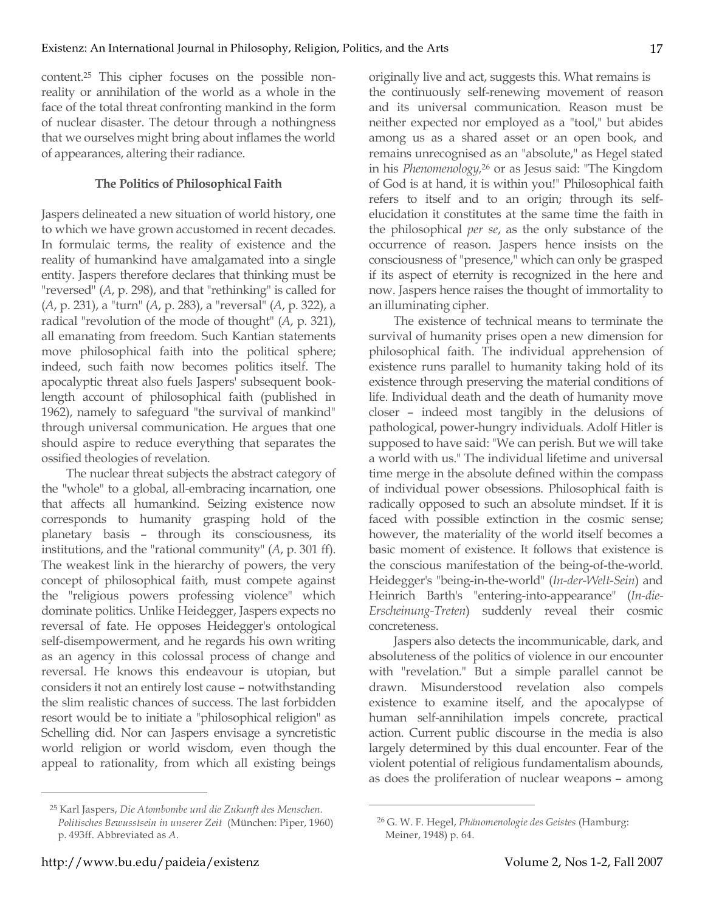content.[25] This cipher focuses on the possible non-reality or annihilation of the world as a whole in the face of the total threat confronting mankind in the form of nuclear disaster. The detour through a nothingness that we ourselves might bring about inflames the world of appearances, altering their radiance.

### The Politics of Philosophical Faith

Jaspers delineated a new situation of world history, one to which we have grown accustomed in recent decades. In formulaic terms, the reality of existence and the reality of humankind have amalgamated into a single entity. Jaspers therefore declares that thinking must be "reversed" (*A*, p. 298), and that "rethinking" is called for (*A*, p. 231), a "turn" (*A*, p. 283), a "reversal" (*A*, p. 322), a radical "revolution of the mode of thought" (*A*, p. 321), all emanating from freedom. Such Kantian statements move philosophical faith into the political sphere; indeed, such faith now becomes politics itself. The apocalyptic threat also fuels Jaspers' subsequent book-length account of philosophical faith (published in 1962), namely to safeguard "the survival of mankind" through universal communication. He argues that one should aspire to reduce everything that separates the ossified theologies of revelation.

The nuclear threat subjects the abstract category of the "whole" to a global, all-embracing incarnation, one that affects all humankind. Seizing existence now corresponds to humanity grasping hold of the planetary basis – through its consciousness, its institutions, and the "rational community" (*A*, p. 301 ff). The weakest link in the hierarchy of powers, the very concept of philosophical faith, must compete against the "religious powers professing violence" which dominate politics. Unlike Heidegger, Jaspers expects no reversal of fate. He opposes Heidegger's ontological self-disempowerment, and he regards his own writing as an agency in this colossal process of change and reversal. He knows this endeavour is utopian, but considers it not an entirely lost cause – notwithstanding the slim realistic chances of success. The last forbidden resort would be to initiate a "philosophical religion" as Schelling did. Nor can Jaspers envisage a syncretistic world religion or world wisdom, even though the appeal to rationality, from which all existing beings originally live and act, suggests this. What remains is the continuously self-renewing movement of reason and its universal communication. Reason must be neither expected nor employed as a "tool," but abides among us as a shared asset or an open book, and remains unrecognised as an "absolute," as Hegel stated in his *Phenomenology*,[26] or as Jesus said: "The Kingdom of God is at hand, it is within you!" Philosophical faith refers to itself and to an origin; through its self-elucidation it constitutes at the same time the faith in the philosophical *per se*, as the only substance of the occurrence of reason. Jaspers hence insists on the consciousness of "presence," which can only be grasped if its aspect of eternity is recognized in the here and now. Jaspers hence raises the thought of immortality to an illuminating cipher.

The existence of technical means to terminate the survival of humanity prises open a new dimension for philosophical faith. The individual apprehension of existence runs parallel to humanity taking hold of its existence through preserving the material conditions of life. Individual death and the death of humanity move closer – indeed most tangibly in the delusions of pathological, power-hungry individuals. Adolf Hitler is supposed to have said: "We can perish. But we will take a world with us." The individual lifetime and universal time merge in the absolute defined within the compass of individual power obsessions. Philosophical faith is radically opposed to such an absolute mindset. If it is faced with possible extinction in the cosmic sense; however, the materiality of the world itself becomes a basic moment of existence. It follows that existence is the conscious manifestation of the being-of-the-world. Heidegger's "being-in-the-world" (*In-der-Welt-Sein*) and Heinrich Barth's "entering-into-appearance" (*In-die-Erscheinung-Treten*) suddenly reveal their cosmic concreteness.

Jaspers also detects the incommunicable, dark, and absoluteness of the politics of violence in our encounter with "revelation." But a simple parallel cannot be drawn. Misunderstood revelation also compels existence to examine itself, and the apocalypse of human self-annihilation impels concrete, practical action. Current public discourse in the media is also largely determined by this dual encounter. Fear of the violent potential of religious fundamentalism abounds, as does the proliferation of nuclear weapons – among

---

[25] Karl Jaspers, *Die Atombombe und die Zukunft des Menschen. Politisches Bewusstsein in unserer Zeit* (München: Piper, 1960) p. 493ff. Abbreviated as *A*.

[26] G. W. F. Hegel, *Phänomenologie des Geistes* (Hamburg: Meiner, 1948) p. 64.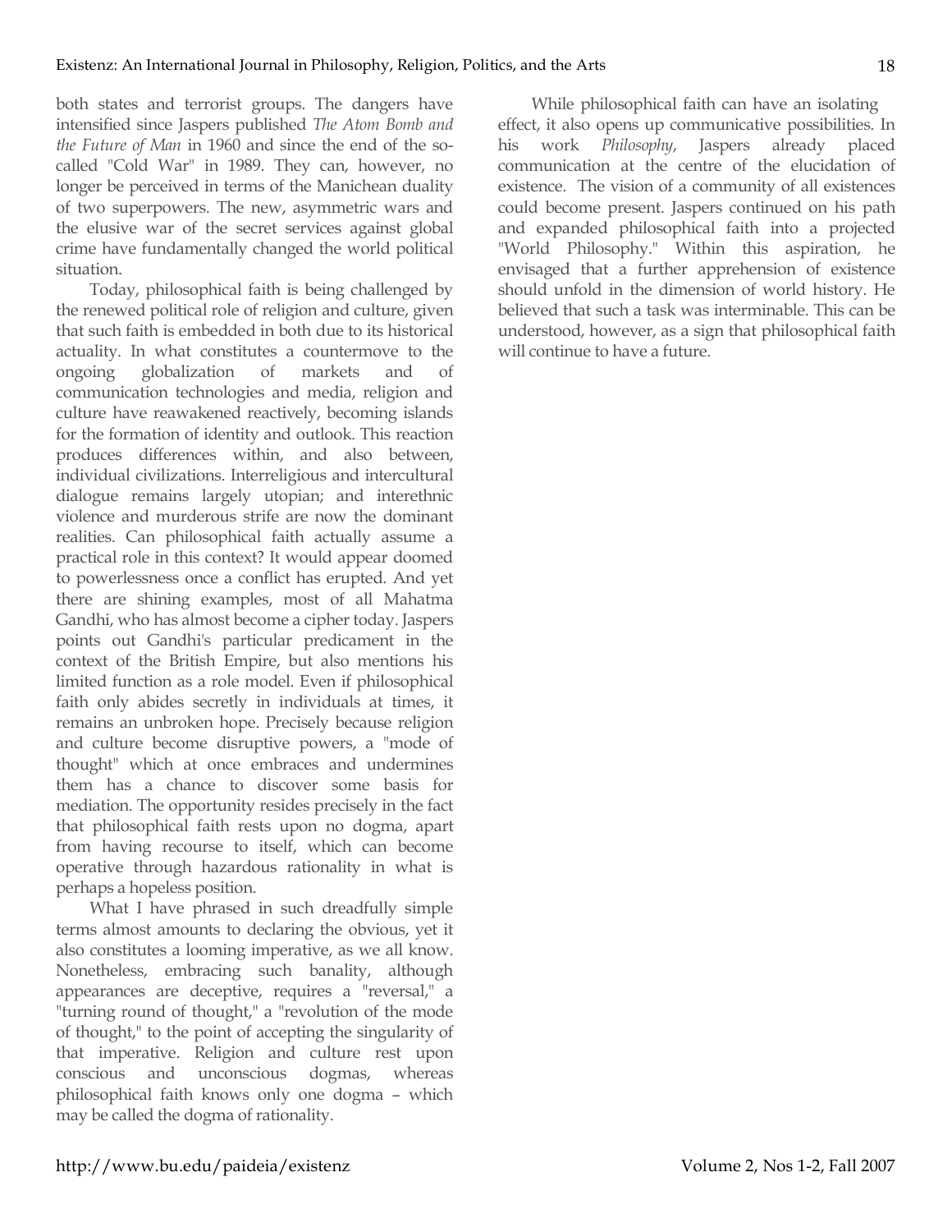both states and terrorist groups. The dangers have intensified since Jaspers published *The Atom Bomb and the Future of Man* in 1960 and since the end of the so-called "Cold War" in 1989. They can, however, no longer be perceived in terms of the Manichean duality of two superpowers. The new, asymmetric wars and the elusive war of the secret services against global crime have fundamentally changed the world political situation.

Today, philosophical faith is being challenged by the renewed political role of religion and culture, given that such faith is embedded in both due to its historical actuality. In what constitutes a countermove to the ongoing globalization of markets and of communication technologies and media, religion and culture have reawakened reactively, becoming islands for the formation of identity and outlook. This reaction produces differences within, and also between, individual civilizations. Interreligious and intercultural dialogue remains largely utopian; and interethnic violence and murderous strife are now the dominant realities. Can philosophical faith actually assume a practical role in this context? It would appear doomed to powerlessness once a conflict has erupted. And yet there are shining examples, most of all Mahatma Gandhi, who has almost become a cipher today. Jaspers points out Gandhi's particular predicament in the context of the British Empire, but also mentions his limited function as a role model. Even if philosophical faith only abides secretly in individuals at times, it remains an unbroken hope. Precisely because religion and culture become disruptive powers, a "mode of thought" which at once embraces and undermines them has a chance to discover some basis for mediation. The opportunity resides precisely in the fact that philosophical faith rests upon no dogma, apart from having recourse to itself, which can become operative through hazardous rationality in what is perhaps a hopeless position.

What I have phrased in such dreadfully simple terms almost amounts to declaring the obvious, yet it also constitutes a looming imperative, as we all know. Nonetheless, embracing such banality, although appearances are deceptive, requires a "reversal," a "turning round of thought," a "revolution of the mode of thought," to the point of accepting the singularity of that imperative. Religion and culture rest upon conscious and unconscious dogmas, whereas philosophical faith knows only one dogma – which may be called the dogma of rationality.

While philosophical faith can have an isolating effect, it also opens up communicative possibilities. In his work *Philosophy*, Jaspers already placed communication at the centre of the elucidation of existence. The vision of a community of all existences could become present. Jaspers continued on his path and expanded philosophical faith into a projected "World Philosophy." Within this aspiration, he envisaged that a further apprehension of existence should unfold in the dimension of world history. He believed that such a task was interminable. This can be understood, however, as a sign that philosophical faith will continue to have a future.